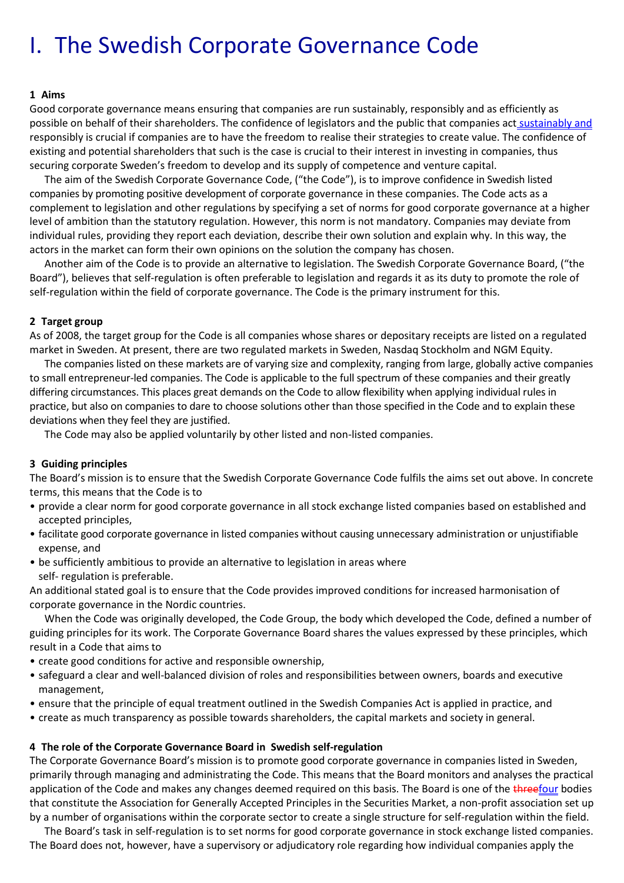# I. The Swedish Corporate Governance Code

**1 Aims**

Good corporate governance means ensuring that companies are run sustainably, responsibly and as efficiently as possible on behalf of their shareholders. The confidence of legislators and the public that companies act sustainably and responsibly is crucial if companies are to have the freedom to realise their strategies to create value. The confidence of existing and potential shareholders that such is the case is crucial to their interest in investing in companies, thus securing corporate Sweden's freedom to develop and its supply of competence and venture capital.

The aim of the Swedish Corporate Governance Code, ("the Code"), is to improve confidence in Swedish listed companies by promoting positive development of corporate governance in these companies. The Code acts as a complement to legislation and other regulations by specifying a set of norms for good corporate governance at a higher level of ambition than the statutory regulation. However, this norm is not mandatory. Companies may deviate from individual rules, providing they report each deviation, describe their own solution and explain why. In this way, the actors in the market can form their own opinions on the solution the company has chosen.

Another aim of the Code is to provide an alternative to legislation. The Swedish Corporate Governance Board, ("the Board"), believes that self-regulation is often preferable to legislation and regards it as its duty to promote the role of self-regulation within the field of corporate governance. The Code is the primary instrument for this.

**2 Target group**

As of 2008, the target group for the Code is all companies whose shares or depositary receipts are listed on a regulated market in Sweden. At present, there are two regulated markets in Sweden, Nasdaq Stockholm and NGM Equity.

The companies listed on these markets are of varying size and complexity, ranging from large, globally active companies to small entrepreneur-led companies. The Code is applicable to the full spectrum of these companies and their greatly differing circumstances. This places great demands on the Code to allow flexibility when applying individual rules in practice, but also on companies to dare to choose solutions other than those specified in the Code and to explain these deviations when they feel they are justified.

The Code may also be applied voluntarily by other listed and non-listed companies.

**3 Guiding principles**

The Board's mission is to ensure that the Swedish Corporate Governance Code fulfils the aims set out above. In concrete terms, this means that the Code is to

- provide a clear norm for good corporate governance in all stock exchange listed companies based on established and accepted principles,
- facilitate good corporate governance in listed companies without causing unnecessary administration or unjustifiable expense, and
- be sufficiently ambitious to provide an alternative to legislation in areas where self- regulation is preferable.

An additional stated goal is to ensure that the Code provides improved conditions for increased harmonisation of corporate governance in the Nordic countries.

When the Code was originally developed, the Code Group, the body which developed the Code, defined a number of guiding principles for its work. The Corporate Governance Board shares the values expressed by these principles, which result in a Code that aims to

- create good conditions for active and responsible ownership,
- safeguard a clear and well-balanced division of roles and responsibilities between owners, boards and executive management,
- ensure that the principle of equal treatment outlined in the Swedish Companies Act is applied in practice, and
- create as much transparency as possible towards shareholders, the capital markets and society in general.

**4 The role of the Corporate Governance Board in Swedish self-regulation**

The Corporate Governance Board's mission is to promote good corporate governance in companies listed in Sweden, primarily through managing and administrating the Code. This means that the Board monitors and analyses the practical application of the Code and makes any changes deemed required on this basis. The Board is one of the ~~three~~four bodies that constitute the Association for Generally Accepted Principles in the Securities Market, a non-profit association set up by a number of organisations within the corporate sector to create a single structure for self-regulation within the field.

The Board's task in self-regulation is to set norms for good corporate governance in stock exchange listed companies. The Board does not, however, have a supervisory or adjudicatory role regarding how individual companies apply the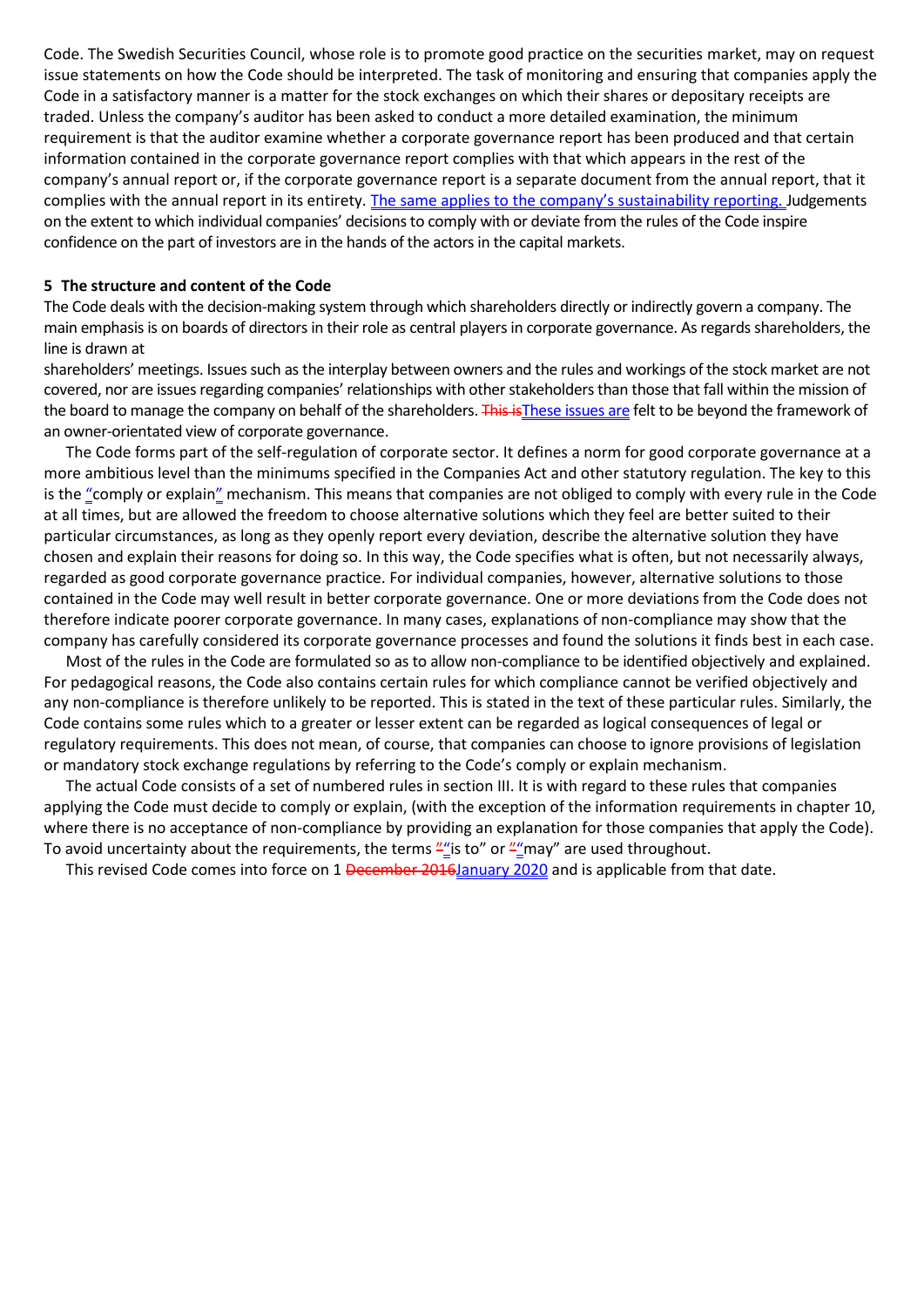Code. The Swedish Securities Council, whose role is to promote good practice on the securities market, may on request issue statements on how the Code should be interpreted. The task of monitoring and ensuring that companies apply the Code in a satisfactory manner is a matter for the stock exchanges on which their shares or depositary receipts are traded. Unless the company's auditor has been asked to conduct a more detailed examination, the minimum requirement is that the auditor examine whether a corporate governance report has been produced and that certain information contained in the corporate governance report complies with that which appears in the rest of the company's annual report or, if the corporate governance report is a separate document from the annual report, that it complies with the annual report in its entirety. The same applies to the company's sustainability reporting. Judgements on the extent to which individual companies' decisions to comply with or deviate from the rules of the Code inspire confidence on the part of investors are in the hands of the actors in the capital markets.

**5 The structure and content of the Code**

The Code deals with the decision-making system through which shareholders directly or indirectly govern a company. The main emphasis is on boards of directors in their role as central players in corporate governance. As regards shareholders, the line is drawn at shareholders' meetings. Issues such as the interplay between owners and the rules and workings of the stock market are not covered, nor are issues regarding companies' relationships with other stakeholders than those that fall within the mission of the board to manage the company on behalf of the shareholders. ~~This is~~These issues are felt to be beyond the framework of an owner-orientated view of corporate governance.

The Code forms part of the self-regulation of corporate sector. It defines a norm for good corporate governance at a more ambitious level than the minimums specified in the Companies Act and other statutory regulation. The key to this is the "comply or explain" mechanism. This means that companies are not obliged to comply with every rule in the Code at all times, but are allowed the freedom to choose alternative solutions which they feel are better suited to their particular circumstances, as long as they openly report every deviation, describe the alternative solution they have chosen and explain their reasons for doing so. In this way, the Code specifies what is often, but not necessarily always, regarded as good corporate governance practice. For individual companies, however, alternative solutions to those contained in the Code may well result in better corporate governance. One or more deviations from the Code does not therefore indicate poorer corporate governance. In many cases, explanations of non-compliance may show that the company has carefully considered its corporate governance processes and found the solutions it finds best in each case.

Most of the rules in the Code are formulated so as to allow non-compliance to be identified objectively and explained. For pedagogical reasons, the Code also contains certain rules for which compliance cannot be verified objectively and any non-compliance is therefore unlikely to be reported. This is stated in the text of these particular rules. Similarly, the Code contains some rules which to a greater or lesser extent can be regarded as logical consequences of legal or regulatory requirements. This does not mean, of course, that companies can choose to ignore provisions of legislation or mandatory stock exchange regulations by referring to the Code's comply or explain mechanism.

The actual Code consists of a set of numbered rules in section III. It is with regard to these rules that companies applying the Code must decide to comply or explain, (with the exception of the information requirements in chapter 10, where there is no acceptance of non-compliance by providing an explanation for those companies that apply the Code). To avoid uncertainty about the requirements, the terms "is to" or "may" are used throughout.

This revised Code comes into force on 1 ~~December 2016~~January 2020 and is applicable from that date.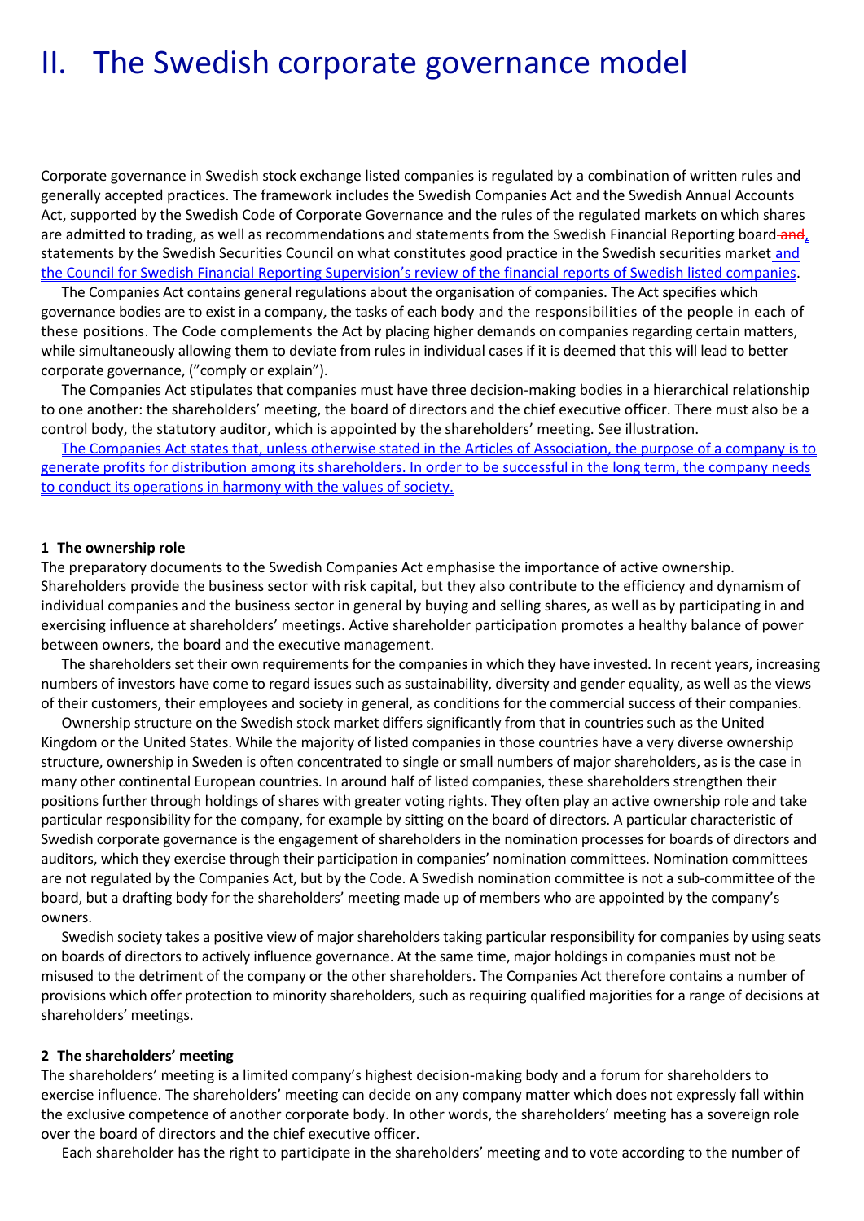# II. The Swedish corporate governance model

Corporate governance in Swedish stock exchange listed companies is regulated by a combination of written rules and generally accepted practices. The framework includes the Swedish Companies Act and the Swedish Annual Accounts Act, supported by the Swedish Code of Corporate Governance and the rules of the regulated markets on which shares are admitted to trading, as well as recommendations and statements from the Swedish Financial Reporting board ~~and~~, statements by the Swedish Securities Council on what constitutes good practice in the Swedish securities market and the Council for Swedish Financial Reporting Supervision's review of the financial reports of Swedish listed companies.

The Companies Act contains general regulations about the organisation of companies. The Act specifies which governance bodies are to exist in a company, the tasks of each body and the responsibilities of the people in each of these positions. The Code complements the Act by placing higher demands on companies regarding certain matters, while simultaneously allowing them to deviate from rules in individual cases if it is deemed that this will lead to better corporate governance, ("comply or explain").

The Companies Act stipulates that companies must have three decision-making bodies in a hierarchical relationship to one another: the shareholders' meeting, the board of directors and the chief executive officer. There must also be a control body, the statutory auditor, which is appointed by the shareholders' meeting. See illustration.

The Companies Act states that, unless otherwise stated in the Articles of Association, the purpose of a company is to generate profits for distribution among its shareholders. In order to be successful in the long term, the company needs to conduct its operations in harmony with the values of society.

### 1 The ownership role

The preparatory documents to the Swedish Companies Act emphasise the importance of active ownership. Shareholders provide the business sector with risk capital, but they also contribute to the efficiency and dynamism of individual companies and the business sector in general by buying and selling shares, as well as by participating in and exercising influence at shareholders' meetings. Active shareholder participation promotes a healthy balance of power between owners, the board and the executive management.

The shareholders set their own requirements for the companies in which they have invested. In recent years, increasing numbers of investors have come to regard issues such as sustainability, diversity and gender equality, as well as the views of their customers, their employees and society in general, as conditions for the commercial success of their companies.

Ownership structure on the Swedish stock market differs significantly from that in countries such as the United Kingdom or the United States. While the majority of listed companies in those countries have a very diverse ownership structure, ownership in Sweden is often concentrated to single or small numbers of major shareholders, as is the case in many other continental European countries. In around half of listed companies, these shareholders strengthen their positions further through holdings of shares with greater voting rights. They often play an active ownership role and take particular responsibility for the company, for example by sitting on the board of directors. A particular characteristic of Swedish corporate governance is the engagement of shareholders in the nomination processes for boards of directors and auditors, which they exercise through their participation in companies' nomination committees. Nomination committees are not regulated by the Companies Act, but by the Code. A Swedish nomination committee is not a sub-committee of the board, but a drafting body for the shareholders' meeting made up of members who are appointed by the company's owners.

Swedish society takes a positive view of major shareholders taking particular responsibility for companies by using seats on boards of directors to actively influence governance. At the same time, major holdings in companies must not be misused to the detriment of the company or the other shareholders. The Companies Act therefore contains a number of provisions which offer protection to minority shareholders, such as requiring qualified majorities for a range of decisions at shareholders' meetings.

### 2 The shareholders' meeting

The shareholders' meeting is a limited company's highest decision-making body and a forum for shareholders to exercise influence. The shareholders' meeting can decide on any company matter which does not expressly fall within the exclusive competence of another corporate body. In other words, the shareholders' meeting has a sovereign role over the board of directors and the chief executive officer.

Each shareholder has the right to participate in the shareholders' meeting and to vote according to the number of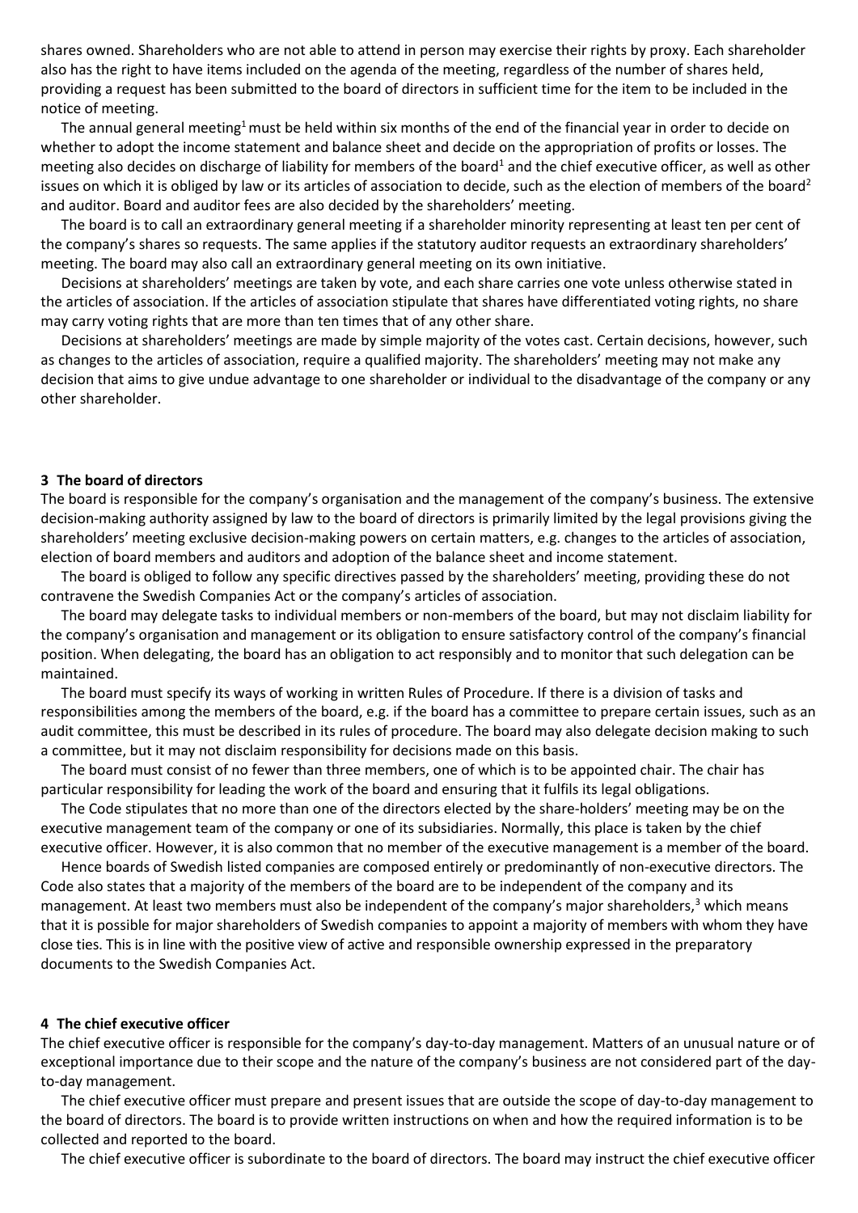shares owned. Shareholders who are not able to attend in person may exercise their rights by proxy. Each shareholder also has the right to have items included on the agenda of the meeting, regardless of the number of shares held, providing a request has been submitted to the board of directors in sufficient time for the item to be included in the notice of meeting.

The annual general meeting[1] must be held within six months of the end of the financial year in order to decide on whether to adopt the income statement and balance sheet and decide on the appropriation of profits or losses. The meeting also decides on discharge of liability for members of the board[1] and the chief executive officer, as well as other issues on which it is obliged by law or its articles of association to decide, such as the election of members of the board[2] and auditor. Board and auditor fees are also decided by the shareholders' meeting.

The board is to call an extraordinary general meeting if a shareholder minority representing at least ten per cent of the company's shares so requests. The same applies if the statutory auditor requests an extraordinary shareholders' meeting. The board may also call an extraordinary general meeting on its own initiative.

Decisions at shareholders' meetings are taken by vote, and each share carries one vote unless otherwise stated in the articles of association. If the articles of association stipulate that shares have differentiated voting rights, no share may carry voting rights that are more than ten times that of any other share.

Decisions at shareholders' meetings are made by simple majority of the votes cast. Certain decisions, however, such as changes to the articles of association, require a qualified majority. The shareholders' meeting may not make any decision that aims to give undue advantage to one shareholder or individual to the disadvantage of the company or any other shareholder.

### 3 The board of directors

The board is responsible for the company's organisation and the management of the company's business. The extensive decision-making authority assigned by law to the board of directors is primarily limited by the legal provisions giving the shareholders' meeting exclusive decision-making powers on certain matters, e.g. changes to the articles of association, election of board members and auditors and adoption of the balance sheet and income statement.

The board is obliged to follow any specific directives passed by the shareholders' meeting, providing these do not contravene the Swedish Companies Act or the company's articles of association.

The board may delegate tasks to individual members or non-members of the board, but may not disclaim liability for the company's organisation and management or its obligation to ensure satisfactory control of the company's financial position. When delegating, the board has an obligation to act responsibly and to monitor that such delegation can be maintained.

The board must specify its ways of working in written Rules of Procedure. If there is a division of tasks and responsibilities among the members of the board, e.g. if the board has a committee to prepare certain issues, such as an audit committee, this must be described in its rules of procedure. The board may also delegate decision making to such a committee, but it may not disclaim responsibility for decisions made on this basis.

The board must consist of no fewer than three members, one of which is to be appointed chair. The chair has particular responsibility for leading the work of the board and ensuring that it fulfils its legal obligations.

The Code stipulates that no more than one of the directors elected by the share-holders' meeting may be on the executive management team of the company or one of its subsidiaries. Normally, this place is taken by the chief executive officer. However, it is also common that no member of the executive management is a member of the board.

Hence boards of Swedish listed companies are composed entirely or predominantly of non-executive directors. The Code also states that a majority of the members of the board are to be independent of the company and its management. At least two members must also be independent of the company's major shareholders,[3] which means that it is possible for major shareholders of Swedish companies to appoint a majority of members with whom they have close ties. This is in line with the positive view of active and responsible ownership expressed in the preparatory documents to the Swedish Companies Act.

### 4 The chief executive officer

The chief executive officer is responsible for the company's day-to-day management. Matters of an unusual nature or of exceptional importance due to their scope and the nature of the company's business are not considered part of the day-to-day management.

The chief executive officer must prepare and present issues that are outside the scope of day-to-day management to the board of directors. The board is to provide written instructions on when and how the required information is to be collected and reported to the board.

The chief executive officer is subordinate to the board of directors. The board may instruct the chief executive officer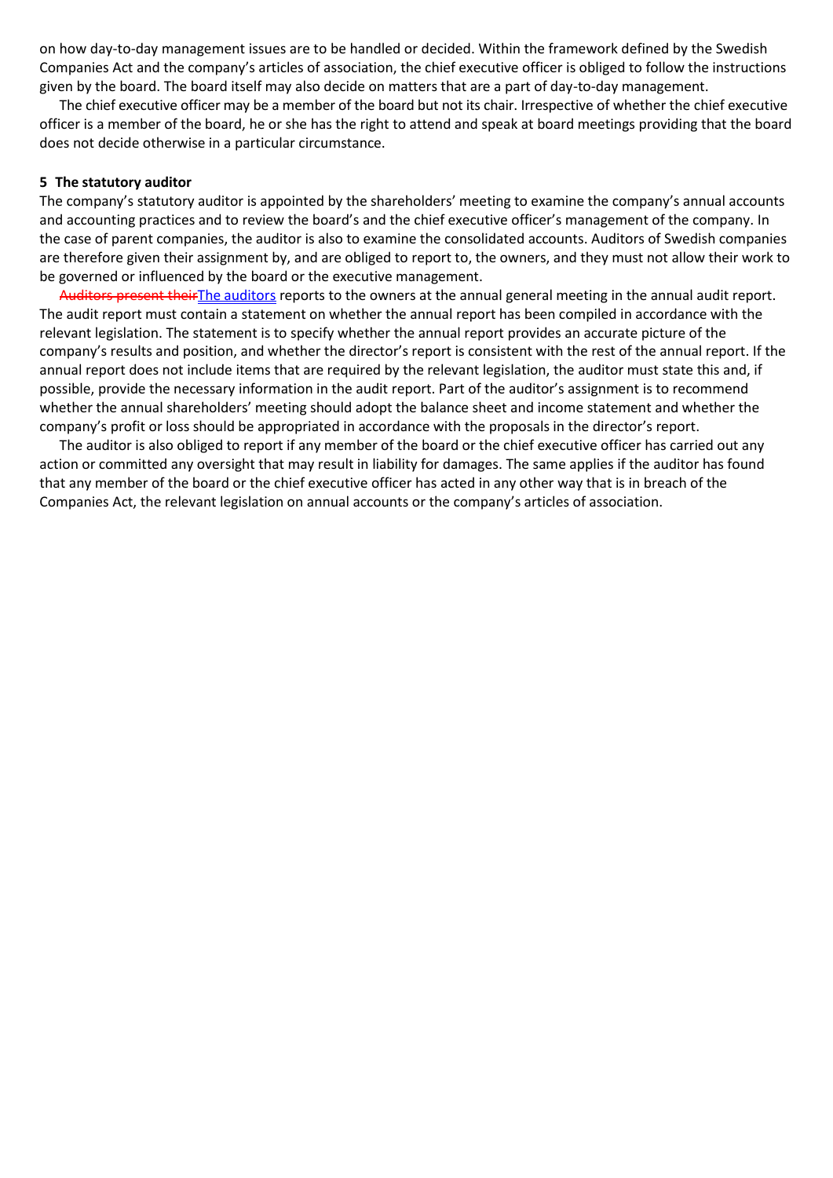on how day-to-day management issues are to be handled or decided. Within the framework defined by the Swedish Companies Act and the company's articles of association, the chief executive officer is obliged to follow the instructions given by the board. The board itself may also decide on matters that are a part of day-to-day management.

The chief executive officer may be a member of the board but not its chair. Irrespective of whether the chief executive officer is a member of the board, he or she has the right to attend and speak at board meetings providing that the board does not decide otherwise in a particular circumstance.

**5 The statutory auditor**

The company's statutory auditor is appointed by the shareholders' meeting to examine the company's annual accounts and accounting practices and to review the board's and the chief executive officer's management of the company. In the case of parent companies, the auditor is also to examine the consolidated accounts. Auditors of Swedish companies are therefore given their assignment by, and are obliged to report to, the owners, and they must not allow their work to be governed or influenced by the board or the executive management.

~~Auditors present their~~The auditors reports to the owners at the annual general meeting in the annual audit report. The audit report must contain a statement on whether the annual report has been compiled in accordance with the relevant legislation. The statement is to specify whether the annual report provides an accurate picture of the company's results and position, and whether the director's report is consistent with the rest of the annual report. If the annual report does not include items that are required by the relevant legislation, the auditor must state this and, if possible, provide the necessary information in the audit report. Part of the auditor's assignment is to recommend whether the annual shareholders' meeting should adopt the balance sheet and income statement and whether the company's profit or loss should be appropriated in accordance with the proposals in the director's report.

The auditor is also obliged to report if any member of the board or the chief executive officer has carried out any action or committed any oversight that may result in liability for damages. The same applies if the auditor has found that any member of the board or the chief executive officer has acted in any other way that is in breach of the Companies Act, the relevant legislation on annual accounts or the company's articles of association.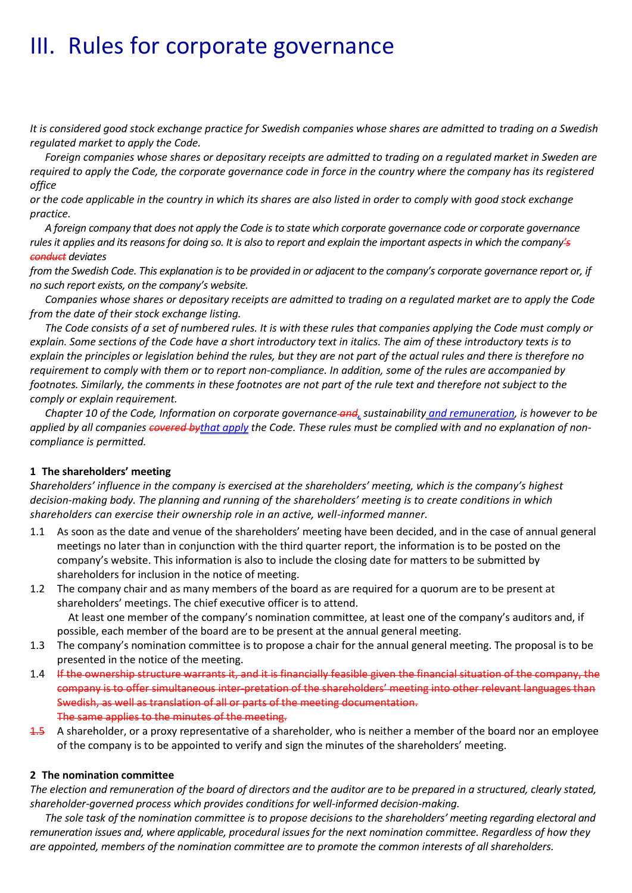# III. Rules for corporate governance

*It is considered good stock exchange practice for Swedish companies whose shares are admitted to trading on a Swedish regulated market to apply the Code.*

*Foreign companies whose shares or depositary receipts are admitted to trading on a regulated market in Sweden are required to apply the Code, the corporate governance code in force in the country where the company has its registered office or the code applicable in the country in which its shares are also listed in order to comply with good stock exchange practice.*

*A foreign company that does not apply the Code is to state which corporate governance code or corporate governance rules it applies and its reasons for doing so. It is also to report and explain the important aspects in which the company~~'s conduct~~ deviates from the Swedish Code. This explanation is to be provided in or adjacent to the company's corporate governance report or, if no such report exists, on the company's website.*

*Companies whose shares or depositary receipts are admitted to trading on a regulated market are to apply the Code from the date of their stock exchange listing.*

*The Code consists of a set of numbered rules. It is with these rules that companies applying the Code must comply or explain. Some sections of the Code have a short introductory text in italics. The aim of these introductory texts is to explain the principles or legislation behind the rules, but they are not part of the actual rules and there is therefore no requirement to comply with them or to report non-compliance. In addition, some of the rules are accompanied by footnotes. Similarly, the comments in these footnotes are not part of the rule text and therefore not subject to the comply or explain requirement.*

*Chapter 10 of the Code, Information on corporate governance ~~and~~, sustainability and remuneration, is however to be applied by all companies ~~covered by~~that apply the Code. These rules must be complied with and no explanation of non-compliance is permitted.*

## 1 The shareholders' meeting

*Shareholders' influence in the company is exercised at the shareholders' meeting, which is the company's highest decision-making body. The planning and running of the shareholders' meeting is to create conditions in which shareholders can exercise their ownership role in an active, well-informed manner.*

1.1 As soon as the date and venue of the shareholders' meeting have been decided, and in the case of annual general meetings no later than in conjunction with the third quarter report, the information is to be posted on the company's website. This information is also to include the closing date for matters to be submitted by shareholders for inclusion in the notice of meeting.

1.2 The company chair and as many members of the board as are required for a quorum are to be present at shareholders' meetings. The chief executive officer is to attend.
At least one member of the company's nomination committee, at least one of the company's auditors and, if possible, each member of the board are to be present at the annual general meeting.

1.3 The company's nomination committee is to propose a chair for the annual general meeting. The proposal is to be presented in the notice of the meeting.

1.4 ~~If the ownership structure warrants it, and it is financially feasible given the financial situation of the company, the company is to offer simultaneous inter-pretation of the shareholders' meeting into other relevant languages than Swedish, as well as translation of all or parts of the meeting documentation.~~
~~The same applies to the minutes of the meeting.~~

~~1.5~~ A shareholder, or a proxy representative of a shareholder, who is neither a member of the board nor an employee of the company is to be appointed to verify and sign the minutes of the shareholders' meeting.

## 2 The nomination committee

*The election and remuneration of the board of directors and the auditor are to be prepared in a structured, clearly stated, shareholder-governed process which provides conditions for well-informed decision-making.*

*The sole task of the nomination committee is to propose decisions to the shareholders' meeting regarding electoral and remuneration issues and, where applicable, procedural issues for the next nomination committee. Regardless of how they are appointed, members of the nomination committee are to promote the common interests of all shareholders.*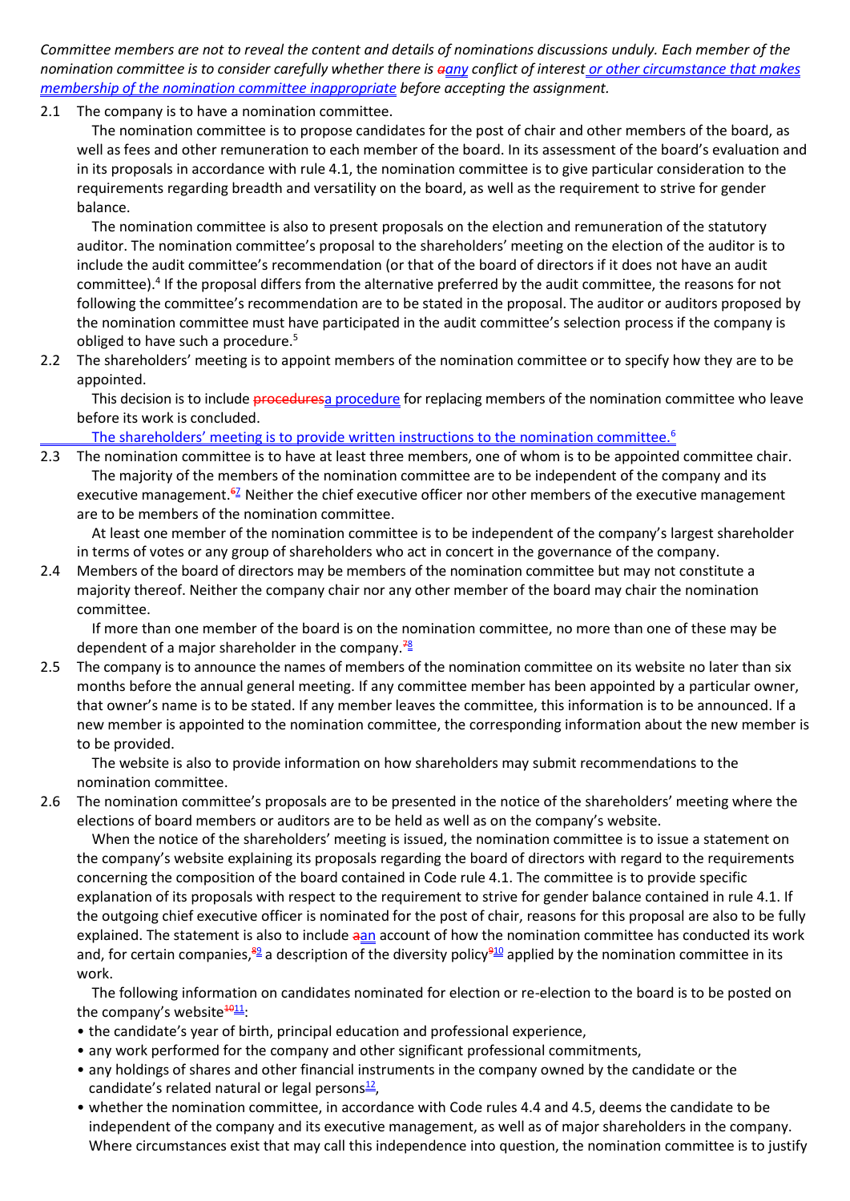*Committee members are not to reveal the content and details of nominations discussions unduly. Each member of the nomination committee is to consider carefully whether there is ~~a~~any conflict of interest or other circumstance that makes membership of the nomination committee inappropriate before accepting the assignment.*

2.1 The company is to have a nomination committee.

The nomination committee is to propose candidates for the post of chair and other members of the board, as well as fees and other remuneration to each member of the board. In its assessment of the board's evaluation and in its proposals in accordance with rule 4.1, the nomination committee is to give particular consideration to the requirements regarding breadth and versatility on the board, as well as the requirement to strive for gender balance.

The nomination committee is also to present proposals on the election and remuneration of the statutory auditor. The nomination committee's proposal to the shareholders' meeting on the election of the auditor is to include the audit committee's recommendation (or that of the board of directors if it does not have an audit committee).[4] If the proposal differs from the alternative preferred by the audit committee, the reasons for not following the committee's recommendation are to be stated in the proposal. The auditor or auditors proposed by the nomination committee must have participated in the audit committee's selection process if the company is obliged to have such a procedure.[5]

2.2 The shareholders' meeting is to appoint members of the nomination committee or to specify how they are to be appointed.

This decision is to include ~~procedures~~a procedure for replacing members of the nomination committee who leave before its work is concluded.

The shareholders' meeting is to provide written instructions to the nomination committee.[6]

2.3 The nomination committee is to have at least three members, one of whom is to be appointed committee chair.

The majority of the members of the nomination committee are to be independent of the company and its executive management.[~~6~~7] Neither the chief executive officer nor other members of the executive management are to be members of the nomination committee.

At least one member of the nomination committee is to be independent of the company's largest shareholder in terms of votes or any group of shareholders who act in concert in the governance of the company.

2.4 Members of the board of directors may be members of the nomination committee but may not constitute a majority thereof. Neither the company chair nor any other member of the board may chair the nomination committee.

If more than one member of the board is on the nomination committee, no more than one of these may be dependent of a major shareholder in the company.[~~7~~8]

2.5 The company is to announce the names of members of the nomination committee on its website no later than six months before the annual general meeting. If any committee member has been appointed by a particular owner, that owner's name is to be stated. If any member leaves the committee, this information is to be announced. If a new member is appointed to the nomination committee, the corresponding information about the new member is to be provided.

The website is also to provide information on how shareholders may submit recommendations to the nomination committee.

2.6 The nomination committee's proposals are to be presented in the notice of the shareholders' meeting where the elections of board members or auditors are to be held as well as on the company's website.

When the notice of the shareholders' meeting is issued, the nomination committee is to issue a statement on the company's website explaining its proposals regarding the board of directors with regard to the requirements concerning the composition of the board contained in Code rule 4.1. The committee is to provide specific explanation of its proposals with respect to the requirement to strive for gender balance contained in rule 4.1. If the outgoing chief executive officer is nominated for the post of chair, reasons for this proposal are also to be fully explained. The statement is also to include ~~a~~an account of how the nomination committee has conducted its work and, for certain companies,[~~8~~9] a description of the diversity policy[~~9~~10] applied by the nomination committee in its work.

The following information on candidates nominated for election or re-election to the board is to be posted on the company's website[~~10~~11]:

- the candidate's year of birth, principal education and professional experience,
- any work performed for the company and other significant professional commitments,
- any holdings of shares and other financial instruments in the company owned by the candidate or the candidate's related natural or legal persons[12],
- whether the nomination committee, in accordance with Code rules 4.4 and 4.5, deems the candidate to be independent of the company and its executive management, as well as of major shareholders in the company. Where circumstances exist that may call this independence into question, the nomination committee is to justify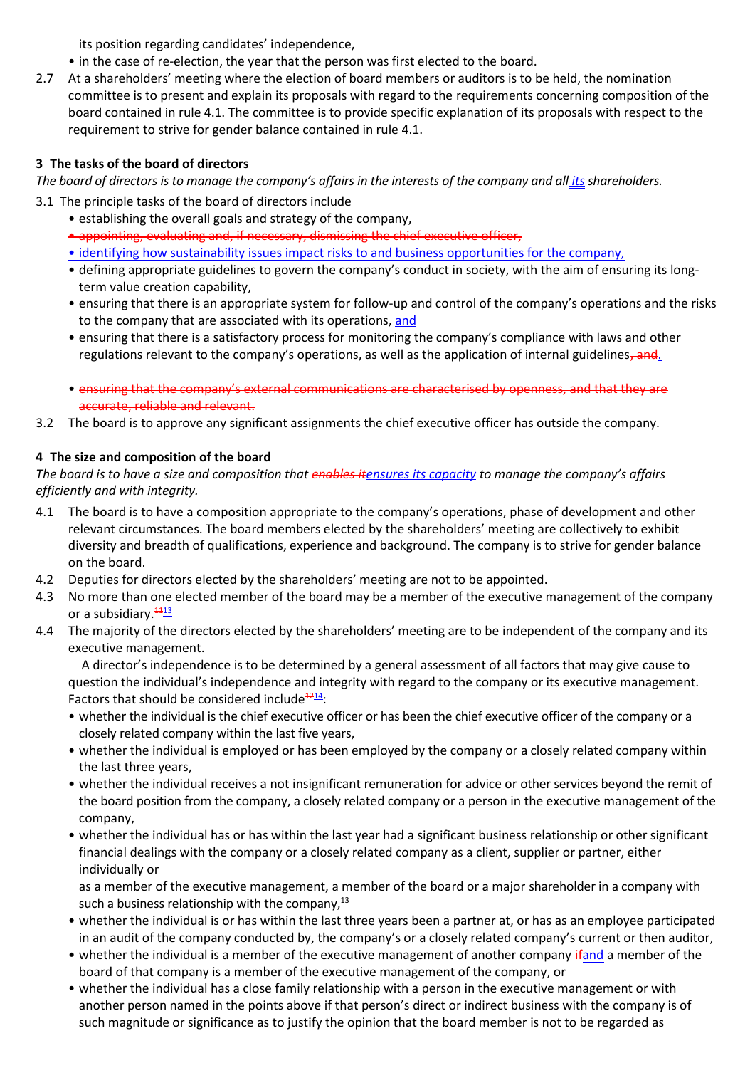its position regarding candidates' independence,

- in the case of re-election, the year that the person was first elected to the board.

2.7 At a shareholders' meeting where the election of board members or auditors is to be held, the nomination committee is to present and explain its proposals with regard to the requirements concerning composition of the board contained in rule 4.1. The committee is to provide specific explanation of its proposals with respect to the requirement to strive for gender balance contained in rule 4.1.

### 3 The tasks of the board of directors

*The board of directors is to manage the company's affairs in the interests of the company and all its shareholders.*

3.1 The principle tasks of the board of directors include

- establishing the overall goals and strategy of the company,
- ~~appointing, evaluating and, if necessary, dismissing the chief executive officer,~~
- identifying how sustainability issues impact risks to and business opportunities for the company,
- defining appropriate guidelines to govern the company's conduct in society, with the aim of ensuring its long-term value creation capability,
- ensuring that there is an appropriate system for follow-up and control of the company's operations and the risks to the company that are associated with its operations, and
- ensuring that there is a satisfactory process for monitoring the company's compliance with laws and other regulations relevant to the company's operations, as well as the application of internal guidelines~~, and~~.
- ~~ensuring that the company's external communications are characterised by openness, and that they are accurate, reliable and relevant.~~

3.2 The board is to approve any significant assignments the chief executive officer has outside the company.

### 4 The size and composition of the board

*The board is to have a size and composition that ~~enables it~~ensures its capacity to manage the company's affairs efficiently and with integrity.*

4.1 The board is to have a composition appropriate to the company's operations, phase of development and other relevant circumstances. The board members elected by the shareholders' meeting are collectively to exhibit diversity and breadth of qualifications, experience and background. The company is to strive for gender balance on the board.

4.2 Deputies for directors elected by the shareholders' meeting are not to be appointed.

4.3 No more than one elected member of the board may be a member of the executive management of the company or a subsidiary.~~[11]~~[13]

4.4 The majority of the directors elected by the shareholders' meeting are to be independent of the company and its executive management.

A director's independence is to be determined by a general assessment of all factors that may give cause to question the individual's independence and integrity with regard to the company or its executive management. Factors that should be considered include~~[12]~~[14]:

- whether the individual is the chief executive officer or has been the chief executive officer of the company or a closely related company within the last five years,
- whether the individual is employed or has been employed by the company or a closely related company within the last three years,
- whether the individual receives a not insignificant remuneration for advice or other services beyond the remit of the board position from the company, a closely related company or a person in the executive management of the company,
- whether the individual has or has within the last year had a significant business relationship or other significant financial dealings with the company or a closely related company as a client, supplier or partner, either individually or
  as a member of the executive management, a member of the board or a major shareholder in a company with such a business relationship with the company,[13]
- whether the individual is or has within the last three years been a partner at, or has as an employee participated in an audit of the company conducted by, the company's or a closely related company's current or then auditor,
- whether the individual is a member of the executive management of another company ~~if~~and a member of the board of that company is a member of the executive management of the company, or
- whether the individual has a close family relationship with a person in the executive management or with another person named in the points above if that person's direct or indirect business with the company is of such magnitude or significance as to justify the opinion that the board member is not to be regarded as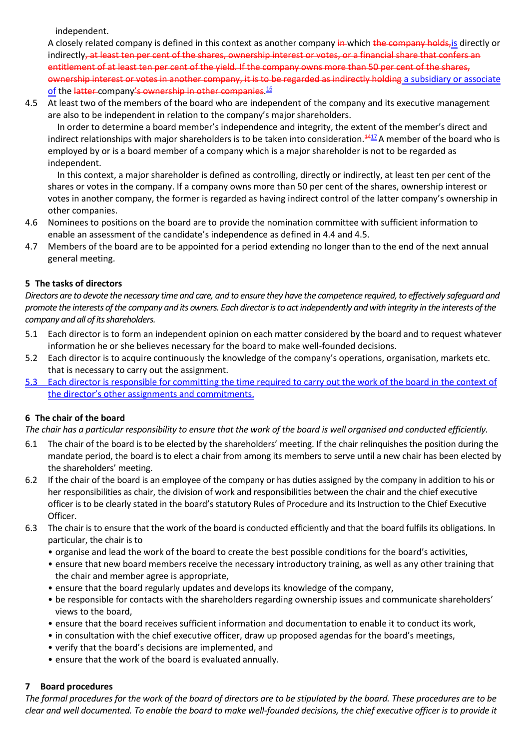independent.

A closely related company is defined in this context as another company ~~in~~ which ~~the company holds,~~is directly or indirectly~~, at least ten per cent of the shares, ownership interest or votes, or a financial share that confers an entitlement of at least ten per cent of the yield. If the company owns more than 50 per cent of the shares, ownership interest or votes in another company, it is to be regarded as indirectly holding~~ a subsidiary or associate of the ~~latter~~ company~~'s ownership in other companies~~.[16]

4.5 At least two of the members of the board who are independent of the company and its executive management are also to be independent in relation to the company's major shareholders.

In order to determine a board member's independence and integrity, the extent of the member's direct and indirect relationships with major shareholders is to be taken into consideration.[~~14~~17] A member of the board who is employed by or is a board member of a company which is a major shareholder is not to be regarded as independent.

In this context, a major shareholder is defined as controlling, directly or indirectly, at least ten per cent of the shares or votes in the company. If a company owns more than 50 per cent of the shares, ownership interest or votes in another company, the former is regarded as having indirect control of the latter company's ownership in other companies.

4.6 Nominees to positions on the board are to provide the nomination committee with sufficient information to enable an assessment of the candidate's independence as defined in 4.4 and 4.5.

4.7 Members of the board are to be appointed for a period extending no longer than to the end of the next annual general meeting.

## 5 The tasks of directors

*Directors are to devote the necessary time and care, and to ensure they have the competence required, to effectively safeguard and promote the interests of the company and its owners. Each director is to act independently and with integrity in the interests of the company and all of its shareholders.*

5.1 Each director is to form an independent opinion on each matter considered by the board and to request whatever information he or she believes necessary for the board to make well-founded decisions.

5.2 Each director is to acquire continuously the knowledge of the company's operations, organisation, markets etc. that is necessary to carry out the assignment.

5.3 Each director is responsible for committing the time required to carry out the work of the board in the context of the director's other assignments and commitments.

## 6 The chair of the board

*The chair has a particular responsibility to ensure that the work of the board is well organised and conducted efficiently.*

6.1 The chair of the board is to be elected by the shareholders' meeting. If the chair relinquishes the position during the mandate period, the board is to elect a chair from among its members to serve until a new chair has been elected by the shareholders' meeting.

6.2 If the chair of the board is an employee of the company or has duties assigned by the company in addition to his or her responsibilities as chair, the division of work and responsibilities between the chair and the chief executive officer is to be clearly stated in the board's statutory Rules of Procedure and its Instruction to the Chief Executive Officer.

6.3 The chair is to ensure that the work of the board is conducted efficiently and that the board fulfils its obligations. In particular, the chair is to

- organise and lead the work of the board to create the best possible conditions for the board's activities,
- ensure that new board members receive the necessary introductory training, as well as any other training that the chair and member agree is appropriate,
- ensure that the board regularly updates and develops its knowledge of the company,
- be responsible for contacts with the shareholders regarding ownership issues and communicate shareholders' views to the board,
- ensure that the board receives sufficient information and documentation to enable it to conduct its work,
- in consultation with the chief executive officer, draw up proposed agendas for the board's meetings,
- verify that the board's decisions are implemented, and
- ensure that the work of the board is evaluated annually.

## 7 Board procedures

*The formal procedures for the work of the board of directors are to be stipulated by the board. These procedures are to be clear and well documented. To enable the board to make well-founded decisions, the chief executive officer is to provide it*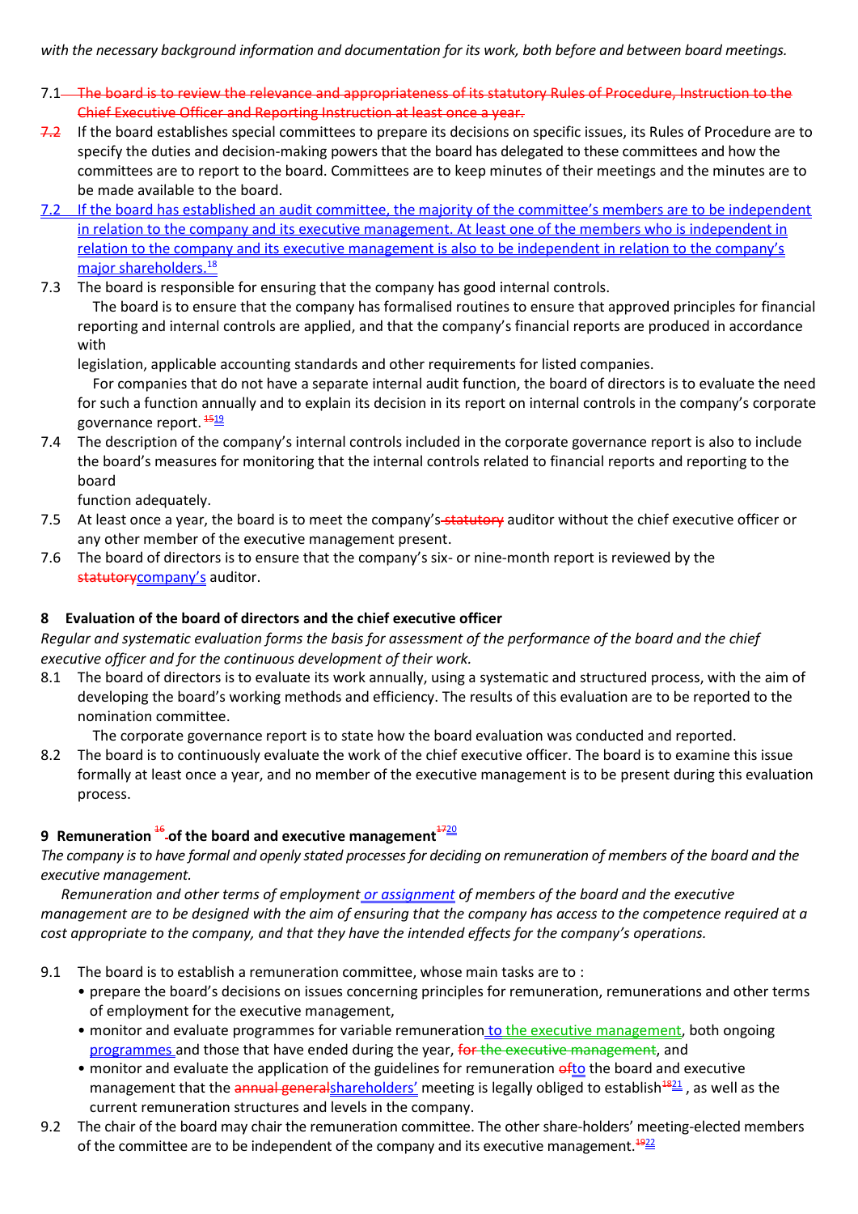with the necessary background information and documentation for its work, both before and between board meetings.

7.1 ~~The board is to review the relevance and appropriateness of its statutory Rules of Procedure, Instruction to the Chief Executive Officer and Reporting Instruction at least once a year.~~

~~7.2~~ If the board establishes special committees to prepare its decisions on specific issues, its Rules of Procedure are to specify the duties and decision-making powers that the board has delegated to these committees and how the committees are to report to the board. Committees are to keep minutes of their meetings and the minutes are to be made available to the board.

7.2 If the board has established an audit committee, the majority of the committee's members are to be independent in relation to the company and its executive management. At least one of the members who is independent in relation to the company and its executive management is also to be independent in relation to the company's major shareholders.[18]

7.3 The board is responsible for ensuring that the company has good internal controls.

The board is to ensure that the company has formalised routines to ensure that approved principles for financial reporting and internal controls are applied, and that the company's financial reports are produced in accordance with legislation, applicable accounting standards and other requirements for listed companies.

For companies that do not have a separate internal audit function, the board of directors is to evaluate the need for such a function annually and to explain its decision in its report on internal controls in the company's corporate governance report. ~~[15]~~[19]

7.4 The description of the company's internal controls included in the corporate governance report is also to include the board's measures for monitoring that the internal controls related to financial reports and reporting to the board function adequately.

7.5 At least once a year, the board is to meet the company's ~~statutory~~ auditor without the chief executive officer or any other member of the executive management present.

7.6 The board of directors is to ensure that the company's six- or nine-month report is reviewed by the ~~statutory~~company's auditor.

## 8 Evaluation of the board of directors and the chief executive officer

*Regular and systematic evaluation forms the basis for assessment of the performance of the board and the chief executive officer and for the continuous development of their work.*

8.1 The board of directors is to evaluate its work annually, using a systematic and structured process, with the aim of developing the board's working methods and efficiency. The results of this evaluation are to be reported to the nomination committee.

The corporate governance report is to state how the board evaluation was conducted and reported.

8.2 The board is to continuously evaluate the work of the chief executive officer. The board is to examine this issue formally at least once a year, and no member of the executive management is to be present during this evaluation process.

## 9 Remuneration ~~[16]~~ of the board and executive management ~~[17]~~[20]

*The company is to have formal and openly stated processes for deciding on remuneration of members of the board and the executive management.*

*Remuneration and other terms of employment or assignment of members of the board and the executive management are to be designed with the aim of ensuring that the company has access to the competence required at a cost appropriate to the company, and that they have the intended effects for the company's operations.*

9.1 The board is to establish a remuneration committee, whose main tasks are to :

- prepare the board's decisions on issues concerning principles for remuneration, remunerations and other terms of employment for the executive management,
- monitor and evaluate programmes for variable remuneration to the executive management, both ongoing programmes and those that have ended during the year, ~~for the executive management~~, and
- monitor and evaluate the application of the guidelines for remuneration ~~of~~to the board and executive management that the ~~annual general~~shareholders' meeting is legally obliged to establish~~[18]~~[21] , as well as the current remuneration structures and levels in the company.

9.2 The chair of the board may chair the remuneration committee. The other share-holders' meeting-elected members of the committee are to be independent of the company and its executive management.~~[19]~~[22]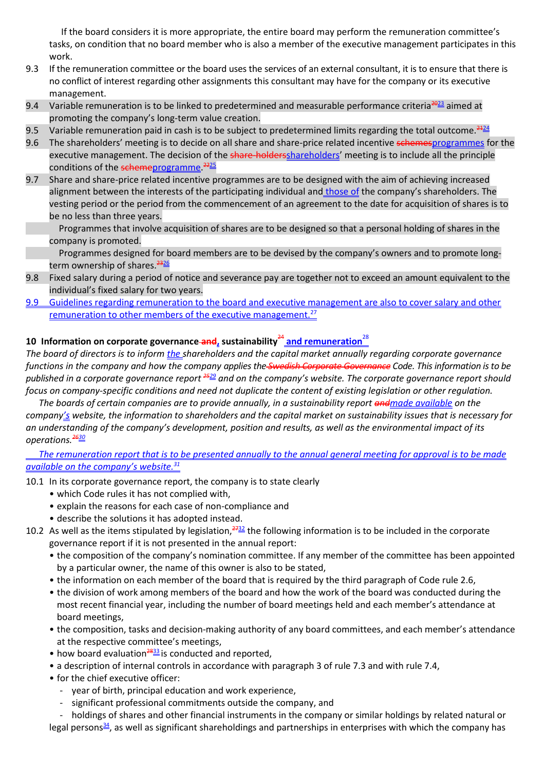If the board considers it is more appropriate, the entire board may perform the remuneration committee's tasks, on condition that no board member who is also a member of the executive management participates in this work.

9.3 If the remuneration committee or the board uses the services of an external consultant, it is to ensure that there is no conflict of interest regarding other assignments this consultant may have for the company or its executive management.

9.4 Variable remuneration is to be linked to predetermined and measurable performance criteria~~[20]~~[23] aimed at promoting the company's long-term value creation.

9.5 Variable remuneration paid in cash is to be subject to predetermined limits regarding the total outcome.~~[21]~~[24]

9.6 The shareholders' meeting is to decide on all share and share-price related incentive ~~schemes~~programmes for the executive management. The decision of the ~~share-holders~~shareholders' meeting is to include all the principle conditions of the ~~scheme~~programme.~~[22]~~[25]

9.7 Share and share-price related incentive programmes are to be designed with the aim of achieving increased alignment between the interests of the participating individual and those of the company's shareholders. The vesting period or the period from the commencement of an agreement to the date for acquisition of shares is to be no less than three years.

Programmes that involve acquisition of shares are to be designed so that a personal holding of shares in the company is promoted.

Programmes designed for board members are to be devised by the company's owners and to promote long-term ownership of shares.~~[23]~~[26]

9.8 Fixed salary during a period of notice and severance pay are together not to exceed an amount equivalent to the individual's fixed salary for two years.

9.9 Guidelines regarding remuneration to the board and executive management are also to cover salary and other remuneration to other members of the executive management.[27]

## 10 Information on corporate governance ~~and~~, sustainability[24] and remuneration[28]

*The board of directors is to inform the shareholders and the capital market annually regarding corporate governance functions in the company and how the company applies the ~~Swedish Corporate Governance~~ Code. This information is to be published in a corporate governance report ~~[25]~~[29] and on the company's website. The corporate governance report should focus on company-specific conditions and need not duplicate the content of existing legislation or other regulation.*

*The boards of certain companies are to provide annually, in a sustainability report ~~and~~made available on the company's website, the information to shareholders and the capital market on sustainability issues that is necessary for an understanding of the company's development, position and results, as well as the environmental impact of its operations.~~[26]~~[30]*

*The remuneration report that is to be presented annually to the annual general meeting for approval is to be made available on the company's website.[31]*

10.1 In its corporate governance report, the company is to state clearly
- which Code rules it has not complied with,
- explain the reasons for each case of non-compliance and
- describe the solutions it has adopted instead.

10.2 As well as the items stipulated by legislation,~~[27]~~[32] the following information is to be included in the corporate governance report if it is not presented in the annual report:
- the composition of the company's nomination committee. If any member of the committee has been appointed by a particular owner, the name of this owner is also to be stated,
- the information on each member of the board that is required by the third paragraph of Code rule 2.6,
- the division of work among members of the board and how the work of the board was conducted during the most recent financial year, including the number of board meetings held and each member's attendance at board meetings,
- the composition, tasks and decision-making authority of any board committees, and each member's attendance at the respective committee's meetings,
- how board evaluation~~[28]~~[33] is conducted and reported,
- a description of internal controls in accordance with paragraph 3 of rule 7.3 and with rule 7.4,
- for the chief executive officer:
  - year of birth, principal education and work experience,
  - significant professional commitments outside the company, and
  - holdings of shares and other financial instruments in the company or similar holdings by related natural or legal persons[34], as well as significant shareholdings and partnerships in enterprises with which the company has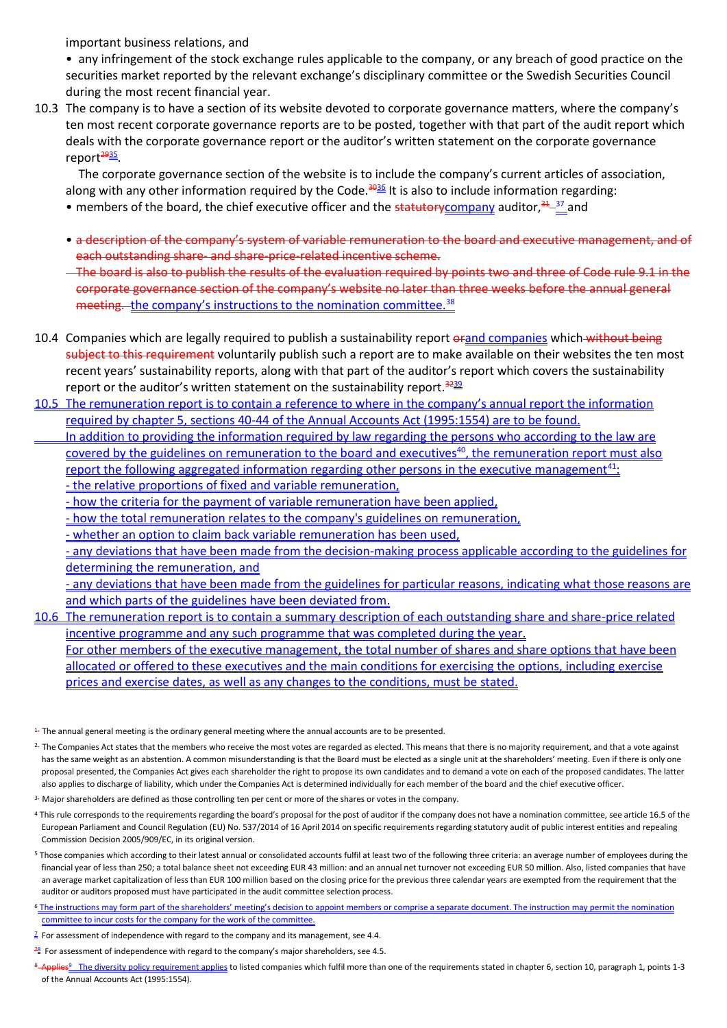important business relations, and

• any infringement of the stock exchange rules applicable to the company, or any breach of good practice on the securities market reported by the relevant exchange's disciplinary committee or the Swedish Securities Council during the most recent financial year.

10.3 The company is to have a section of its website devoted to corporate governance matters, where the company's ten most recent corporate governance reports are to be posted, together with that part of the audit report which deals with the corporate governance report or the auditor's written statement on the corporate governance report[29][35].

The corporate governance section of the website is to include the company's current articles of association, along with any other information required by the Code.[30][36] It is also to include information regarding:

• members of the board, the chief executive officer and the statutorycompany auditor,[31] [37] and

• a description of the company's system of variable remuneration to the board and executive management, and of each outstanding share- and share-price-related incentive scheme.

The board is also to publish the results of the evaluation required by points two and three of Code rule 9.1 in the corporate governance section of the company's website no later than three weeks before the annual general meeting. the company's instructions to the nomination committee.[38]

10.4 Companies which are legally required to publish a sustainability report orand companies which without being subject to this requirement voluntarily publish such a report are to make available on their websites the ten most recent years' sustainability reports, along with that part of the auditor's report which covers the sustainability report or the auditor's written statement on the sustainability report.[32][39]

10.5 The remuneration report is to contain a reference to where in the company's annual report the information required by chapter 5, sections 40-44 of the Annual Accounts Act (1995:1554) are to be found.

In addition to providing the information required by law regarding the persons who according to the law are covered by the guidelines on remuneration to the board and executives[40], the remuneration report must also report the following aggregated information regarding other persons in the executive management[41]:

- the relative proportions of fixed and variable remuneration,
- how the criteria for the payment of variable remuneration have been applied,
- how the total remuneration relates to the company's guidelines on remuneration,
- whether an option to claim back variable remuneration has been used,
- any deviations that have been made from the decision-making process applicable according to the guidelines for determining the remuneration, and
- any deviations that have been made from the guidelines for particular reasons, indicating what those reasons are and which parts of the guidelines have been deviated from.

10.6 The remuneration report is to contain a summary description of each outstanding share and share-price related incentive programme and any such programme that was completed during the year.

For other members of the executive management, the total number of shares and share options that have been allocated or offered to these executives and the main conditions for exercising the options, including exercise prices and exercise dates, as well as any changes to the conditions, must be stated.

---

[1] The annual general meeting is the ordinary general meeting where the annual accounts are to be presented.

[2] The Companies Act states that the members who receive the most votes are regarded as elected. This means that there is no majority requirement, and that a vote against has the same weight as an abstention. A common misunderstanding is that the Board must be elected as a single unit at the shareholders' meeting. Even if there is only one proposal presented, the Companies Act gives each shareholder the right to propose its own candidates and to demand a vote on each of the proposed candidates. The latter also applies to discharge of liability, which under the Companies Act is determined individually for each member of the board and the chief executive officer.

[3] Major shareholders are defined as those controlling ten per cent or more of the shares or votes in the company.

[4] This rule corresponds to the requirements regarding the board's proposal for the post of auditor if the company does not have a nomination committee, see article 16.5 of the European Parliament and Council Regulation (EU) No. 537/2014 of 16 April 2014 on specific requirements regarding statutory audit of public interest entities and repealing Commission Decision 2005/909/EC, in its original version.

[5] Those companies which according to their latest annual or consolidated accounts fulfil at least two of the following three criteria: an average number of employees during the financial year of less than 250; a total balance sheet not exceeding EUR 43 million: and an annual net turnover not exceeding EUR 50 million. Also, listed companies that have an average market capitalization of less than EUR 100 million based on the closing price for the previous three calendar years are exempted from the requirement that the auditor or auditors proposed must have participated in the audit committee selection process.

[6] The instructions may form part of the shareholders' meeting's decision to appoint members or comprise a separate document. The instruction may permit the nomination committee to incur costs for the company for the work of the committee.

[7] For assessment of independence with regard to the company and its management, see 4.4.

[7][8] For assessment of independence with regard to the company's major shareholders, see 4.5.

[8] Applies[9] The diversity policy requirement applies to listed companies which fulfil more than one of the requirements stated in chapter 6, section 10, paragraph 1, points 1-3 of the Annual Accounts Act (1995:1554).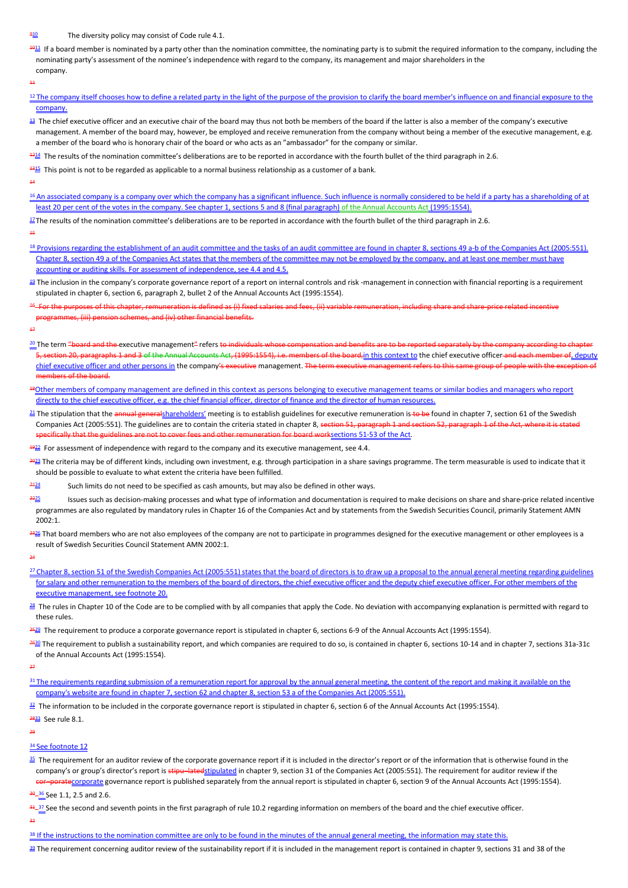[9][10] The diversity policy may consist of Code rule 4.1.

[10][11] If a board member is nominated by a party other than the nomination committee, the nominating party is to submit the required information to the company, including the nominating party's assessment of the nominee's independence with regard to the company, its management and major shareholders in the company.

[11]

[12] The company itself chooses how to define a related party in the light of the purpose of the provision to clarify the board member's influence on and financial exposure to the company.

[13] The chief executive officer and an executive chair of the board may thus not both be members of the board if the latter is also a member of the company's executive management. A member of the board may, however, be employed and receive remuneration from the company without being a member of the executive management, e.g. a member of the board who is honorary chair of the board or who acts as an "ambassador" for the company or similar.

[12][14] The results of the nomination committee's deliberations are to be reported in accordance with the fourth bullet of the third paragraph in 2.6.

[13][15] This point is not to be regarded as applicable to a normal business relationship as a customer of a bank.

[14]

[16] An associated company is a company over which the company has a significant influence. Such influence is normally considered to be held if a party has a shareholding of at least 20 per cent of the votes in the company. See chapter 1, sections 5 and 8 (final paragraph) of the Annual Accounts Act (1995:1554).

[17] The results of the nomination committee's deliberations are to be reported in accordance with the fourth bullet of the third paragraph in 2.6.

[15]

[18] Provisions regarding the establishment of an audit committee and the tasks of an audit committee are found in chapter 8, sections 49 a-b of the Companies Act (2005:551). Chapter 8, section 49 a of the Companies Act states that the members of the committee may not be employed by the company, and at least one member must have accounting or auditing skills. For assessment of independence, see 4.4 and 4.5.

[19] The inclusion in the company's corporate governance report of a report on internal controls and risk -management in connection with financial reporting is a requirement stipulated in chapter 6, section 6, paragraph 2, bullet 2 of the Annual Accounts Act (1995:1554).

[16] ~~For the purposes of this chapter, remuneration is defined as (i) fixed salaries and fees, (ii) variable remuneration, including share and share-price related incentive programmes, (iii) pension schemes, and (iv) other financial benefits.~~

[17]

[20] The term ~~"board and the~~ executive management~~"~~ refers ~~to individuals whose compensation and benefits are to be reported separately by the company according to chapter 5, section 20, paragraphs 1 and 3 of the Annual Accounts Act, (1995:1554), i.e. members of the board,~~in this context to the chief executive officer ~~and each member of~~, deputy chief executive officer and other persons in the company~~'s executive~~ management. ~~The term executive management refers to this same group of people with the exception of members of the board.~~

[18] Other members of company management are defined in this context as persons belonging to executive management teams or similar bodies and managers who report directly to the chief executive officer, e.g. the chief financial officer, director of finance and the director of human resources.

[21] The stipulation that the ~~annual general~~shareholders' meeting is to establish guidelines for executive remuneration is ~~to be~~ found in chapter 7, section 61 of the Swedish Companies Act (2005:551). The guidelines are to contain the criteria stated in chapter 8, ~~section 51, paragraph 1 and section 52, paragraph 1 of the Act, where it is stated specifically that the guidelines are not to cover fees and other remuneration for board work~~sections 51-53 of the Act.

[19][22] For assessment of independence with regard to the company and its executive management, see 4.4.

[20][23] The criteria may be of different kinds, including own investment, e.g. through participation in a share savings programme. The term measurable is used to indicate that it should be possible to evaluate to what extent the criteria have been fulfilled.

[21][24] Such limits do not need to be specified as cash amounts, but may also be defined in other ways.

[22][25] Issues such as decision-making processes and what type of information and documentation is required to make decisions on share and share-price related incentive programmes are also regulated by mandatory rules in Chapter 16 of the Companies Act and by statements from the Swedish Securities Council, primarily Statement AMN 2002:1.

[23][26] That board members who are not also employees of the company are not to participate in programmes designed for the executive management or other employees is a result of Swedish Securities Council Statement AMN 2002:1.

[24]

[27] Chapter 8, section 51 of the Swedish Companies Act (2005:551) states that the board of directors is to draw up a proposal to the annual general meeting regarding guidelines for salary and other remuneration to the members of the board of directors, the chief executive officer and the deputy chief executive officer. For other members of the executive management, see footnote 20.

[28] The rules in Chapter 10 of the Code are to be complied with by all companies that apply the Code. No deviation with accompanying explanation is permitted with regard to these rules.

[25][29] The requirement to produce a corporate governance report is stipulated in chapter 6, sections 6-9 of the Annual Accounts Act (1995:1554).

[26][30] The requirement to publish a sustainability report, and which companies are required to do so, is contained in chapter 6, sections 10-14 and in chapter 7, sections 31a-31c of the Annual Accounts Act (1995:1554).

[27]

[31] The requirements regarding submission of a remuneration report for approval by the annual general meeting, the content of the report and making it available on the company's website are found in chapter 7, section 62 and chapter 8, section 53 a of the Companies Act (2005:551).

[32] The information to be included in the corporate governance report is stipulated in chapter 6, section 6 of the Annual Accounts Act (1995:1554).

[28][33] See rule 8.1.

[29]

[34] See footnote 12

[35] The requirement for an auditor review of the corporate governance report if it is included in the director's report or of the information that is otherwise found in the company's or group's director's report is ~~stipu-lated~~stipulated in chapter 9, section 31 of the Companies Act (2005:551). The requirement for auditor review if the ~~cor-porate~~corporate governance report is published separately from the annual report is stipulated in chapter 6, section 9 of the Annual Accounts Act (1995:1554).

[30] [36] See 1.1, 2.5 and 2.6.

[31] [37] See the second and seventh points in the first paragraph of rule 10.2 regarding information on members of the board and the chief executive officer.

[32]

[38] If the instructions to the nomination committee are only to be found in the minutes of the annual general meeting, the information may state this.

[39] The requirement concerning auditor review of the sustainability report if it is included in the management report is contained in chapter 9, sections 31 and 38 of the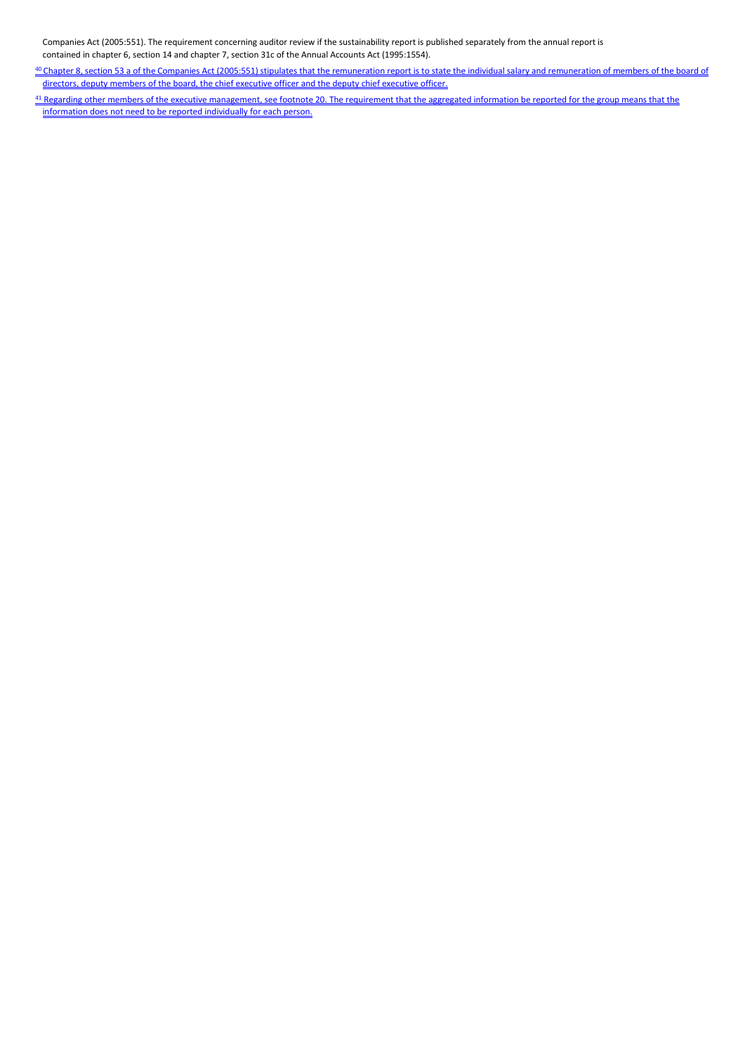Companies Act (2005:551). The requirement concerning auditor review if the sustainability report is published separately from the annual report is contained in chapter 6, section 14 and chapter 7, section 31c of the Annual Accounts Act (1995:1554).

[40] Chapter 8, section 53 a of the Companies Act (2005:551) stipulates that the remuneration report is to state the individual salary and remuneration of members of the board of directors, deputy members of the board, the chief executive officer and the deputy chief executive officer.

[41] Regarding other members of the executive management, see footnote 20. The requirement that the aggregated information be reported for the group means that the information does not need to be reported individually for each person.